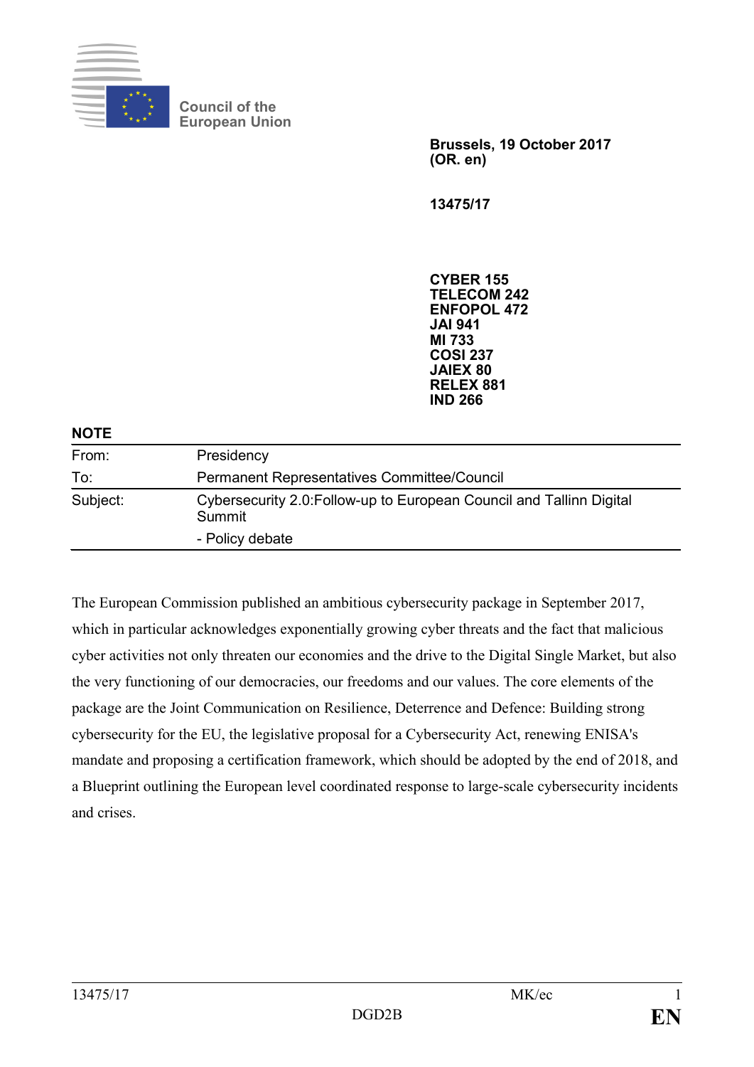Council of the European Union

**Brussels, 19 October 2017**
**(OR. en)**

**13475/17**

**CYBER 155**
**TELECOM 242**
**ENFOPOL 472**
**JAI 941**
**MI 733**
**COSI 237**
**JAIEX 80**
**RELEX 881**
**IND 266**

**NOTE**

| | |
|---|---|
| From: | Presidency |
| To: | Permanent Representatives Committee/Council |
| Subject: | Cybersecurity 2.0:Follow-up to European Council and Tallinn Digital Summit<br>- Policy debate |

The European Commission published an ambitious cybersecurity package in September 2017, which in particular acknowledges exponentially growing cyber threats and the fact that malicious cyber activities not only threaten our economies and the drive to the Digital Single Market, but also the very functioning of our democracies, our freedoms and our values. The core elements of the package are the Joint Communication on Resilience, Deterrence and Defence: Building strong cybersecurity for the EU, the legislative proposal for a Cybersecurity Act, renewing ENISA's mandate and proposing a certification framework, which should be adopted by the end of 2018, and a Blueprint outlining the European level coordinated response to large-scale cybersecurity incidents and crises.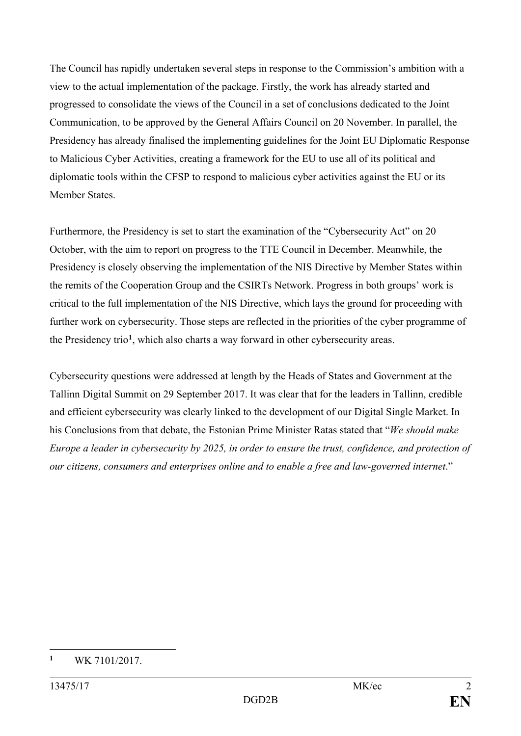The Council has rapidly undertaken several steps in response to the Commission's ambition with a view to the actual implementation of the package. Firstly, the work has already started and progressed to consolidate the views of the Council in a set of conclusions dedicated to the Joint Communication, to be approved by the General Affairs Council on 20 November. In parallel, the Presidency has already finalised the implementing guidelines for the Joint EU Diplomatic Response to Malicious Cyber Activities, creating a framework for the EU to use all of its political and diplomatic tools within the CFSP to respond to malicious cyber activities against the EU or its Member States.

Furthermore, the Presidency is set to start the examination of the "Cybersecurity Act" on 20 October, with the aim to report on progress to the TTE Council in December. Meanwhile, the Presidency is closely observing the implementation of the NIS Directive by Member States within the remits of the Cooperation Group and the CSIRTs Network. Progress in both groups' work is critical to the full implementation of the NIS Directive, which lays the ground for proceeding with further work on cybersecurity. Those steps are reflected in the priorities of the cyber programme of the Presidency trio[1], which also charts a way forward in other cybersecurity areas.

Cybersecurity questions were addressed at length by the Heads of States and Government at the Tallinn Digital Summit on 29 September 2017. It was clear that for the leaders in Tallinn, credible and efficient cybersecurity was clearly linked to the development of our Digital Single Market. In his Conclusions from that debate, the Estonian Prime Minister Ratas stated that "*We should make Europe a leader in cybersecurity by 2025, in order to ensure the trust, confidence, and protection of our citizens, consumers and enterprises online and to enable a free and law-governed internet*."

---

[1] WK 7101/2017.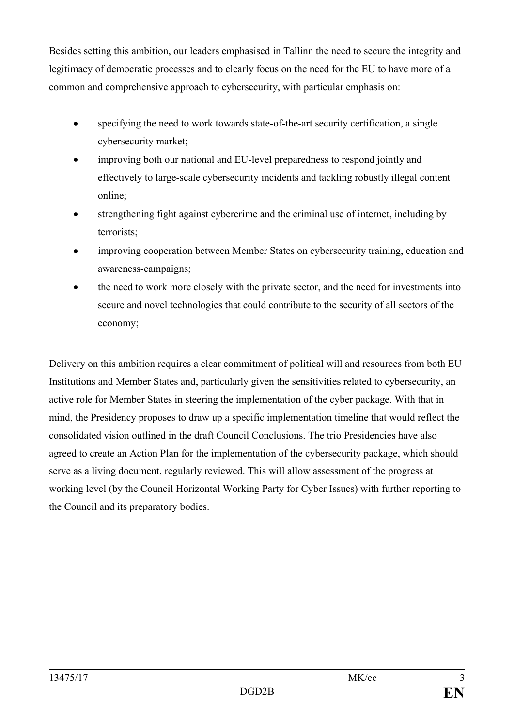Besides setting this ambition, our leaders emphasised in Tallinn the need to secure the integrity and legitimacy of democratic processes and to clearly focus on the need for the EU to have more of a common and comprehensive approach to cybersecurity, with particular emphasis on:

- specifying the need to work towards state-of-the-art security certification, a single cybersecurity market;
- improving both our national and EU-level preparedness to respond jointly and effectively to large-scale cybersecurity incidents and tackling robustly illegal content online;
- strengthening fight against cybercrime and the criminal use of internet, including by terrorists;
- improving cooperation between Member States on cybersecurity training, education and awareness-campaigns;
- the need to work more closely with the private sector, and the need for investments into secure and novel technologies that could contribute to the security of all sectors of the economy;

Delivery on this ambition requires a clear commitment of political will and resources from both EU Institutions and Member States and, particularly given the sensitivities related to cybersecurity, an active role for Member States in steering the implementation of the cyber package. With that in mind, the Presidency proposes to draw up a specific implementation timeline that would reflect the consolidated vision outlined in the draft Council Conclusions. The trio Presidencies have also agreed to create an Action Plan for the implementation of the cybersecurity package, which should serve as a living document, regularly reviewed. This will allow assessment of the progress at working level (by the Council Horizontal Working Party for Cyber Issues) with further reporting to the Council and its preparatory bodies.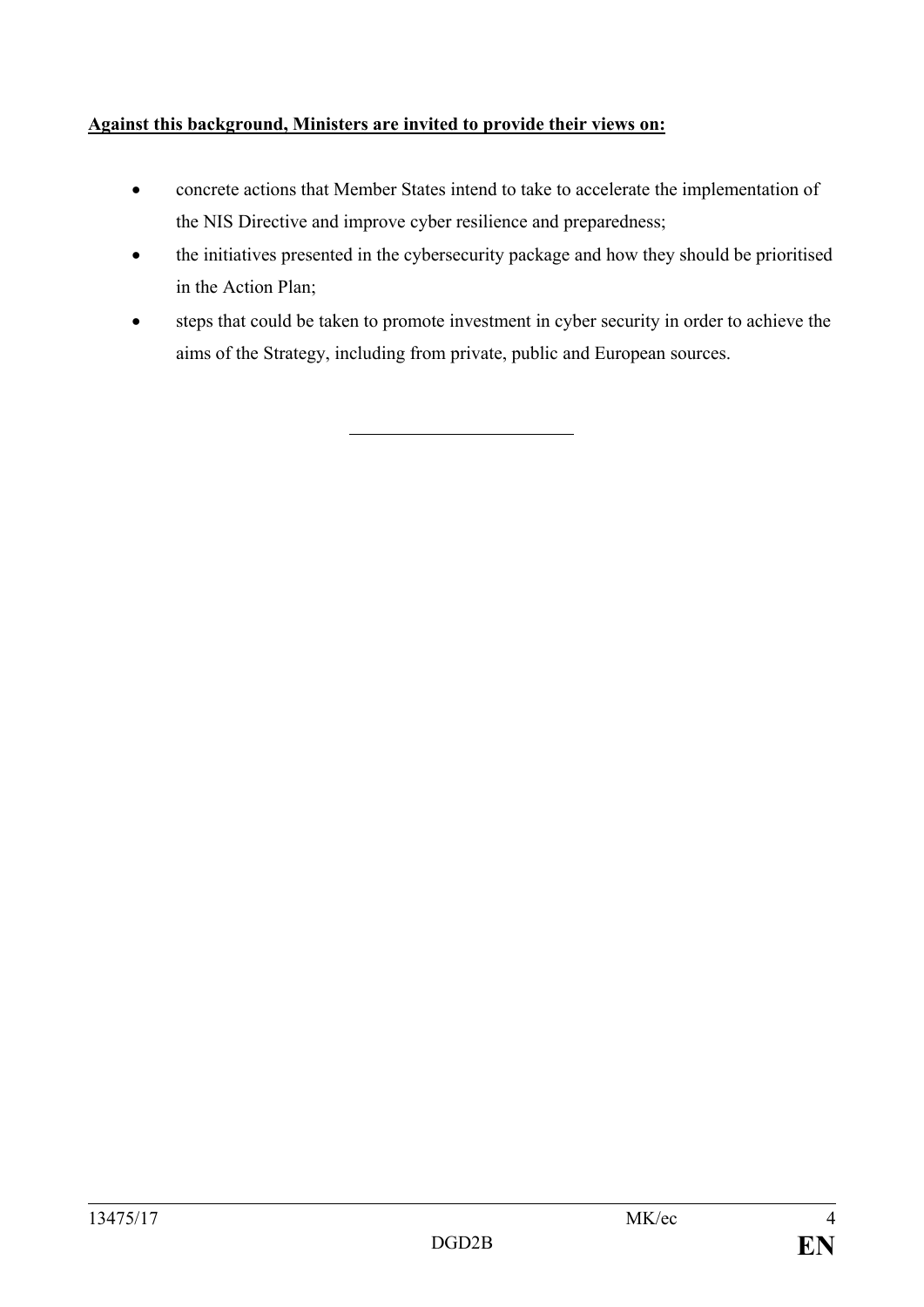**<u>Against this background, Ministers are invited to provide their views on:</u>**

- concrete actions that Member States intend to take to accelerate the implementation of the NIS Directive and improve cyber resilience and preparedness;
- the initiatives presented in the cybersecurity package and how they should be prioritised in the Action Plan;
- steps that could be taken to promote investment in cyber security in order to achieve the aims of the Strategy, including from private, public and European sources.

---